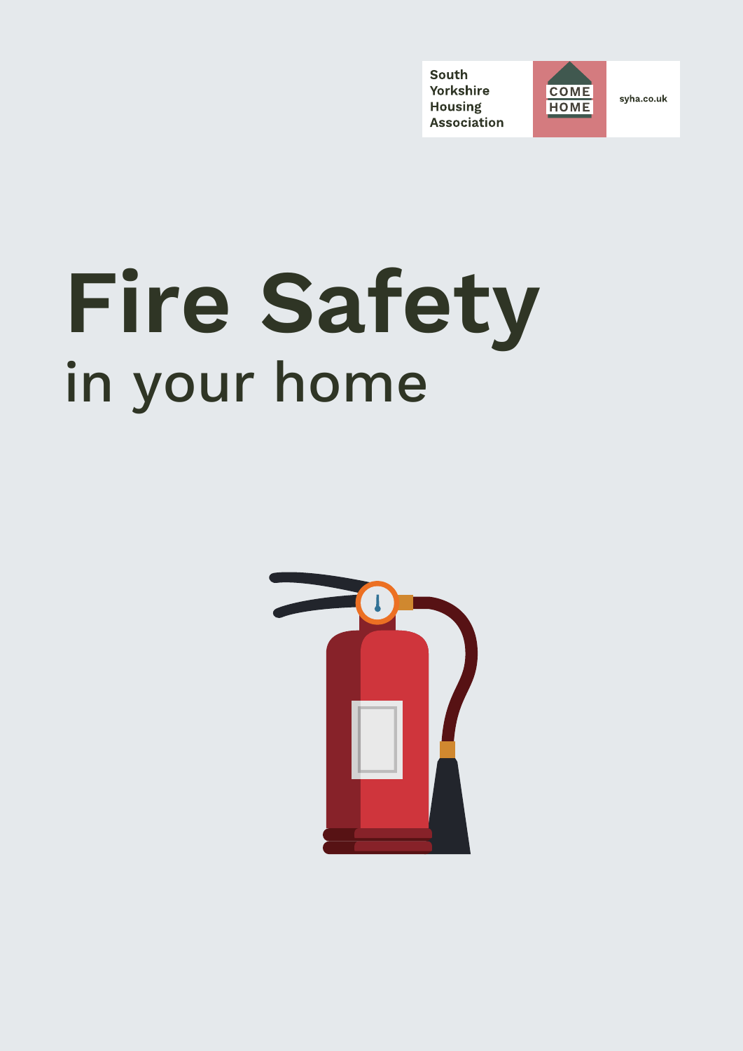South Yorkshire Housing Association

COME HOME

syha.co.uk

# Fire Safety

## in your home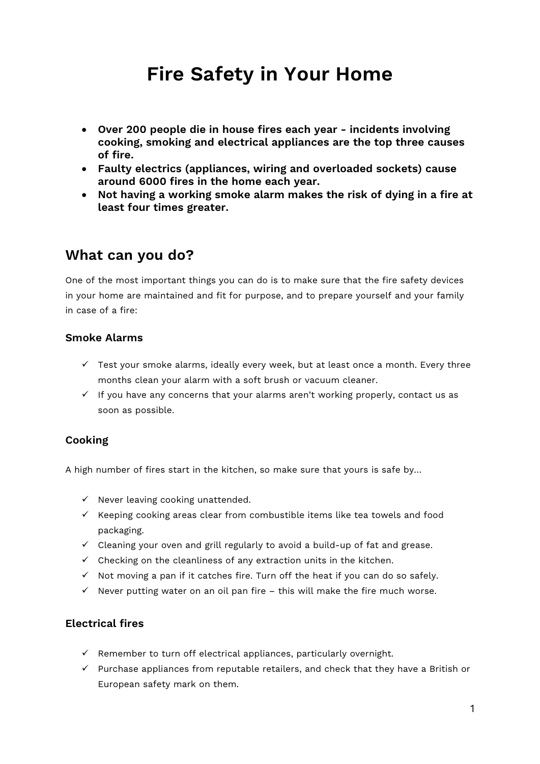# Fire Safety in Your Home

- **Over 200 people die in house fires each year - incidents involving cooking, smoking and electrical appliances are the top three causes of fire.**
- **Faulty electrics (appliances, wiring and overloaded sockets) cause around 6000 fires in the home each year.**
- **Not having a working smoke alarm makes the risk of dying in a fire at least four times greater.**

## What can you do?

One of the most important things you can do is to make sure that the fire safety devices in your home are maintained and fit for purpose, and to prepare yourself and your family in case of a fire:

### Smoke Alarms

- ✓ Test your smoke alarms, ideally every week, but at least once a month. Every three months clean your alarm with a soft brush or vacuum cleaner.
- ✓ If you have any concerns that your alarms aren't working properly, contact us as soon as possible.

### Cooking

A high number of fires start in the kitchen, so make sure that yours is safe by…

- ✓ Never leaving cooking unattended.
- ✓ Keeping cooking areas clear from combustible items like tea towels and food packaging.
- ✓ Cleaning your oven and grill regularly to avoid a build-up of fat and grease.
- ✓ Checking on the cleanliness of any extraction units in the kitchen.
- ✓ Not moving a pan if it catches fire. Turn off the heat if you can do so safely.
- ✓ Never putting water on an oil pan fire – this will make the fire much worse.

### Electrical fires

- ✓ Remember to turn off electrical appliances, particularly overnight.
- ✓ Purchase appliances from reputable retailers, and check that they have a British or European safety mark on them.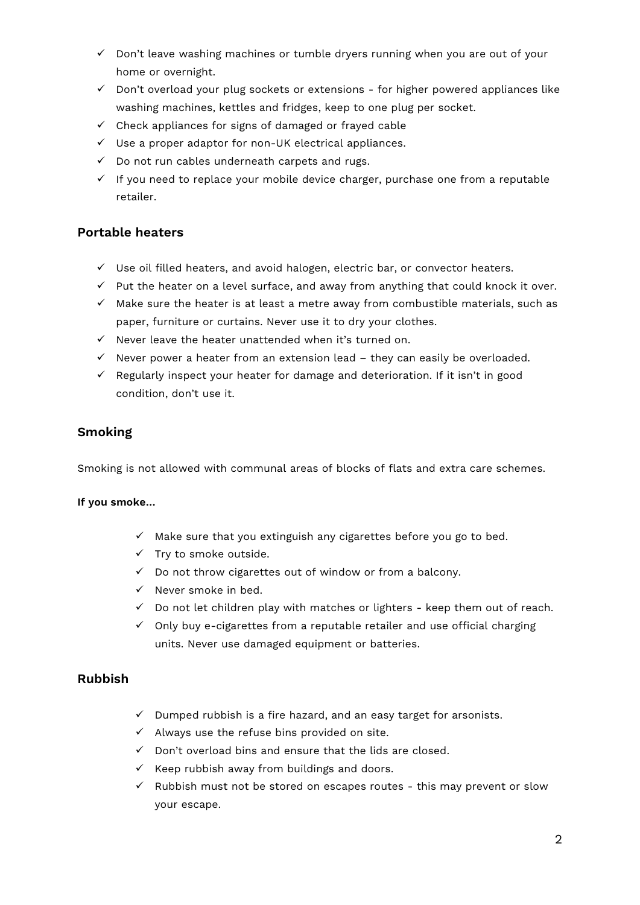- ✓ Don't leave washing machines or tumble dryers running when you are out of your home or overnight.
- ✓ Don't overload your plug sockets or extensions - for higher powered appliances like washing machines, kettles and fridges, keep to one plug per socket.
- ✓ Check appliances for signs of damaged or frayed cable
- ✓ Use a proper adaptor for non-UK electrical appliances.
- ✓ Do not run cables underneath carpets and rugs.
- ✓ If you need to replace your mobile device charger, purchase one from a reputable retailer.

## Portable heaters

- ✓ Use oil filled heaters, and avoid halogen, electric bar, or convector heaters.
- ✓ Put the heater on a level surface, and away from anything that could knock it over.
- ✓ Make sure the heater is at least a metre away from combustible materials, such as paper, furniture or curtains. Never use it to dry your clothes.
- ✓ Never leave the heater unattended when it's turned on.
- ✓ Never power a heater from an extension lead – they can easily be overloaded.
- ✓ Regularly inspect your heater for damage and deterioration. If it isn't in good condition, don't use it.

## Smoking

Smoking is not allowed with communal areas of blocks of flats and extra care schemes.

**If you smoke…**

- ✓ Make sure that you extinguish any cigarettes before you go to bed.
- ✓ Try to smoke outside.
- ✓ Do not throw cigarettes out of window or from a balcony.
- ✓ Never smoke in bed.
- ✓ Do not let children play with matches or lighters - keep them out of reach.
- ✓ Only buy e-cigarettes from a reputable retailer and use official charging units. Never use damaged equipment or batteries.

## Rubbish

- ✓ Dumped rubbish is a fire hazard, and an easy target for arsonists.
- ✓ Always use the refuse bins provided on site.
- ✓ Don't overload bins and ensure that the lids are closed.
- ✓ Keep rubbish away from buildings and doors.
- ✓ Rubbish must not be stored on escapes routes - this may prevent or slow your escape.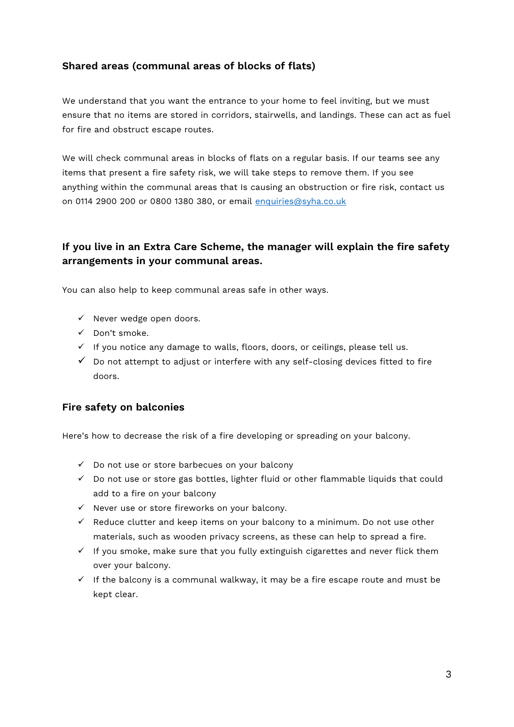### Shared areas (communal areas of blocks of flats)

We understand that you want the entrance to your home to feel inviting, but we must ensure that no items are stored in corridors, stairwells, and landings. These can act as fuel for fire and obstruct escape routes.

We will check communal areas in blocks of flats on a regular basis. If our teams see any items that present a fire safety risk, we will take steps to remove them. If you see anything within the communal areas that Is causing an obstruction or fire risk, contact us on 0114 2900 200 or 0800 1380 380, or email [enquiries@syha.co.uk](mailto:enquiries@syha.co.uk)

### If you live in an Extra Care Scheme, the manager will explain the fire safety arrangements in your communal areas.

You can also help to keep communal areas safe in other ways.

- ✓ Never wedge open doors.
- ✓ Don't smoke.
- ✓ If you notice any damage to walls, floors, doors, or ceilings, please tell us.
- ✓ Do not attempt to adjust or interfere with any self-closing devices fitted to fire doors.

### Fire safety on balconies

Here's how to decrease the risk of a fire developing or spreading on your balcony.

- ✓ Do not use or store barbecues on your balcony
- ✓ Do not use or store gas bottles, lighter fluid or other flammable liquids that could add to a fire on your balcony
- ✓ Never use or store fireworks on your balcony.
- ✓ Reduce clutter and keep items on your balcony to a minimum. Do not use other materials, such as wooden privacy screens, as these can help to spread a fire.
- ✓ If you smoke, make sure that you fully extinguish cigarettes and never flick them over your balcony.
- ✓ If the balcony is a communal walkway, it may be a fire escape route and must be kept clear.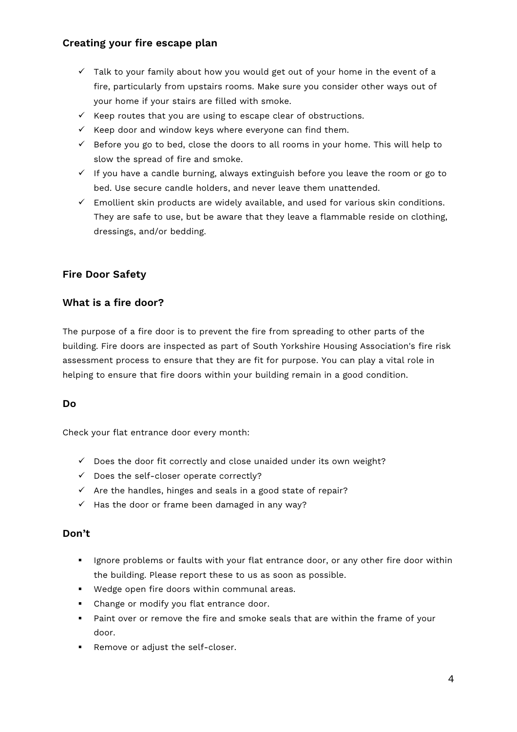### Creating your fire escape plan

- ✓ Talk to your family about how you would get out of your home in the event of a fire, particularly from upstairs rooms. Make sure you consider other ways out of your home if your stairs are filled with smoke.
- ✓ Keep routes that you are using to escape clear of obstructions.
- ✓ Keep door and window keys where everyone can find them.
- ✓ Before you go to bed, close the doors to all rooms in your home. This will help to slow the spread of fire and smoke.
- ✓ If you have a candle burning, always extinguish before you leave the room or go to bed. Use secure candle holders, and never leave them unattended.
- ✓ Emollient skin products are widely available, and used for various skin conditions. They are safe to use, but be aware that they leave a flammable reside on clothing, dressings, and/or bedding.

### Fire Door Safety

### What is a fire door?

The purpose of a fire door is to prevent the fire from spreading to other parts of the building. Fire doors are inspected as part of South Yorkshire Housing Association's fire risk assessment process to ensure that they are fit for purpose. You can play a vital role in helping to ensure that fire doors within your building remain in a good condition.

### Do

Check your flat entrance door every month:

- ✓ Does the door fit correctly and close unaided under its own weight?
- ✓ Does the self-closer operate correctly?
- ✓ Are the handles, hinges and seals in a good state of repair?
- ✓ Has the door or frame been damaged in any way?

### Don't

- Ignore problems or faults with your flat entrance door, or any other fire door within the building. Please report these to us as soon as possible.
- Wedge open fire doors within communal areas.
- Change or modify you flat entrance door.
- Paint over or remove the fire and smoke seals that are within the frame of your door.
- Remove or adjust the self-closer.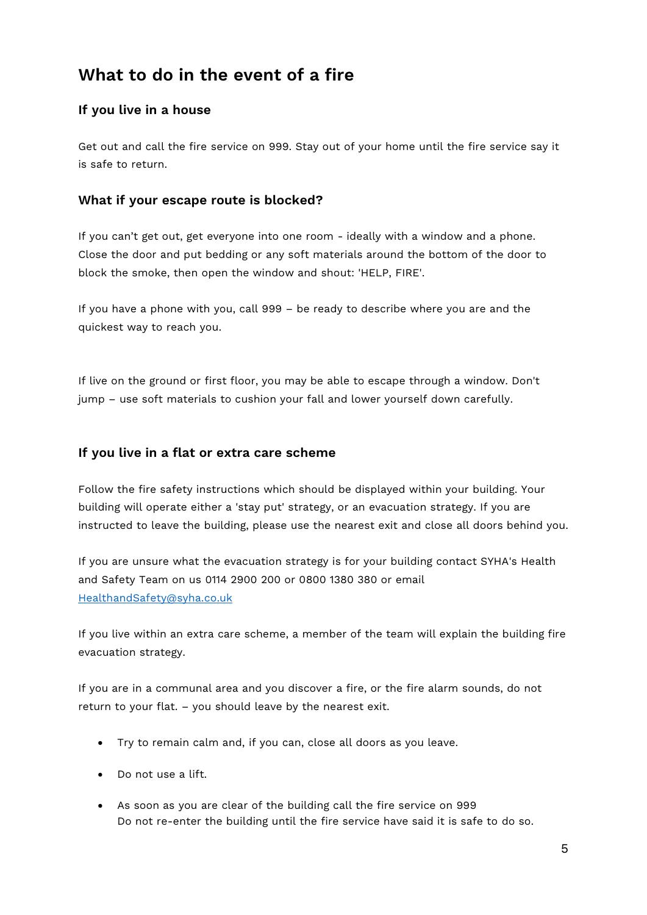## What to do in the event of a fire

### If you live in a house

Get out and call the fire service on 999. Stay out of your home until the fire service say it is safe to return.

### What if your escape route is blocked?

If you can't get out, get everyone into one room - ideally with a window and a phone. Close the door and put bedding or any soft materials around the bottom of the door to block the smoke, then open the window and shout: 'HELP, FIRE'.

If you have a phone with you, call 999 – be ready to describe where you are and the quickest way to reach you.

If live on the ground or first floor, you may be able to escape through a window. Don't jump – use soft materials to cushion your fall and lower yourself down carefully.

### If you live in a flat or extra care scheme

Follow the fire safety instructions which should be displayed within your building. Your building will operate either a 'stay put' strategy, or an evacuation strategy. If you are instructed to leave the building, please use the nearest exit and close all doors behind you.

If you are unsure what the evacuation strategy is for your building contact SYHA's Health and Safety Team on us 0114 2900 200 or 0800 1380 380 or email [HealthandSafety@syha.co.uk](mailto:HealthandSafety@syha.co.uk)

If you live within an extra care scheme, a member of the team will explain the building fire evacuation strategy.

If you are in a communal area and you discover a fire, or the fire alarm sounds, do not return to your flat. – you should leave by the nearest exit.

- Try to remain calm and, if you can, close all doors as you leave.
- Do not use a lift.
- As soon as you are clear of the building call the fire service on 999
  Do not re-enter the building until the fire service have said it is safe to do so.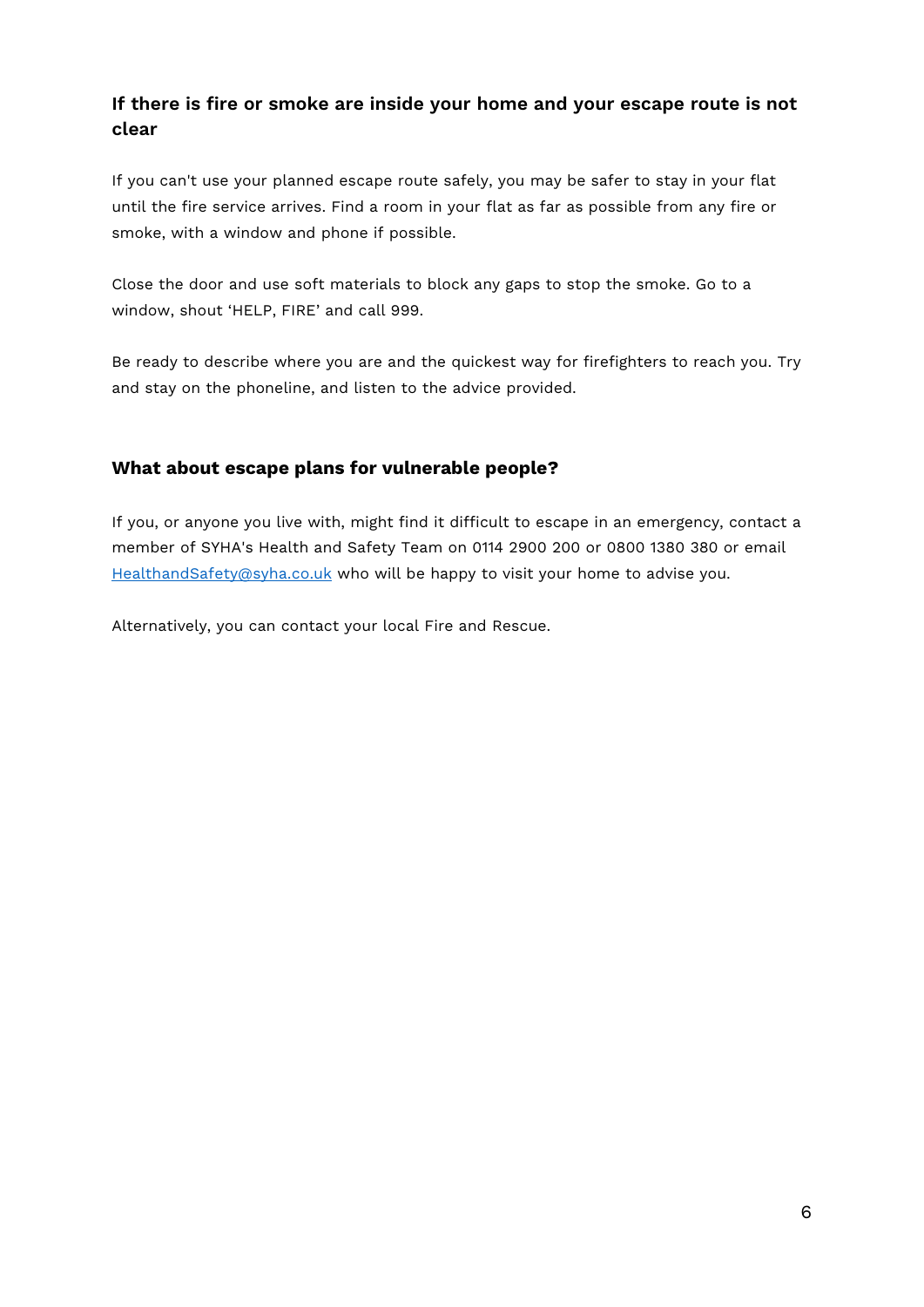### If there is fire or smoke are inside your home and your escape route is not clear

If you can't use your planned escape route safely, you may be safer to stay in your flat until the fire service arrives. Find a room in your flat as far as possible from any fire or smoke, with a window and phone if possible.

Close the door and use soft materials to block any gaps to stop the smoke. Go to a window, shout 'HELP, FIRE' and call 999.

Be ready to describe where you are and the quickest way for firefighters to reach you. Try and stay on the phoneline, and listen to the advice provided.

### What about escape plans for vulnerable people?

If you, or anyone you live with, might find it difficult to escape in an emergency, contact a member of SYHA's Health and Safety Team on 0114 2900 200 or 0800 1380 380 or email [HealthandSafety@syha.co.uk](mailto:HealthandSafety@syha.co.uk) who will be happy to visit your home to advise you.

Alternatively, you can contact your local Fire and Rescue.